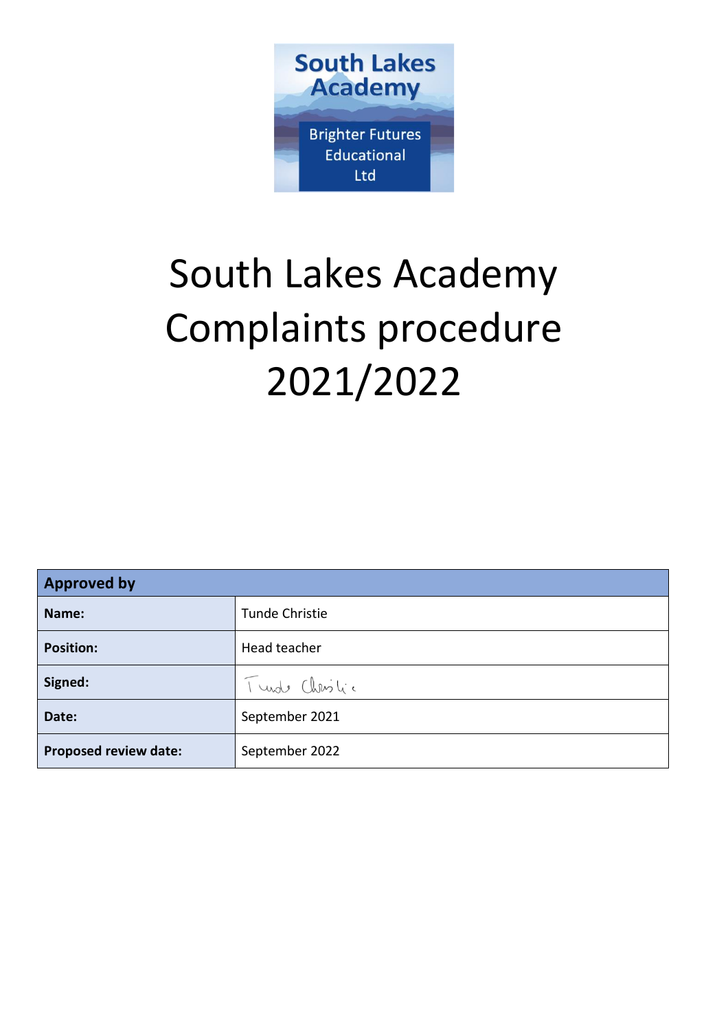South Lakes Academy

Brighter Futures Educational Ltd

# South Lakes Academy Complaints procedure 2021/2022

| Approved by | |
|---|---|
| **Name:** | Tunde Christie |
| **Position:** | Head teacher |
| **Signed:** | Tunde Christie |
| **Date:** | September 2021 |
| **Proposed review date:** | September 2022 |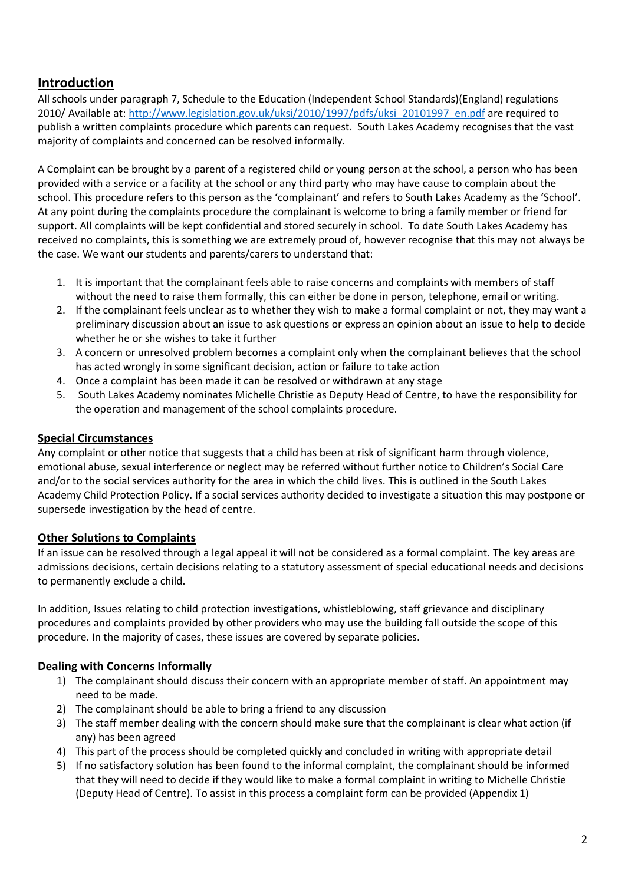## Introduction

All schools under paragraph 7, Schedule to the Education (Independent School Standards)(England) regulations 2010/ Available at: [http://www.legislation.gov.uk/uksi/2010/1997/pdfs/uksi_20101997_en.pdf](http://www.legislation.gov.uk/uksi/2010/1997/pdfs/uksi_20101997_en.pdf) are required to publish a written complaints procedure which parents can request. South Lakes Academy recognises that the vast majority of complaints and concerned can be resolved informally.

A Complaint can be brought by a parent of a registered child or young person at the school, a person who has been provided with a service or a facility at the school or any third party who may have cause to complain about the school. This procedure refers to this person as the 'complainant' and refers to South Lakes Academy as the 'School'. At any point during the complaints procedure the complainant is welcome to bring a family member or friend for support. All complaints will be kept confidential and stored securely in school. To date South Lakes Academy has received no complaints, this is something we are extremely proud of, however recognise that this may not always be the case. We want our students and parents/carers to understand that:

1. It is important that the complainant feels able to raise concerns and complaints with members of staff without the need to raise them formally, this can either be done in person, telephone, email or writing.
2. If the complainant feels unclear as to whether they wish to make a formal complaint or not, they may want a preliminary discussion about an issue to ask questions or express an opinion about an issue to help to decide whether he or she wishes to take it further
3. A concern or unresolved problem becomes a complaint only when the complainant believes that the school has acted wrongly in some significant decision, action or failure to take action
4. Once a complaint has been made it can be resolved or withdrawn at any stage
5. South Lakes Academy nominates Michelle Christie as Deputy Head of Centre, to have the responsibility for the operation and management of the school complaints procedure.

### Special Circumstances

Any complaint or other notice that suggests that a child has been at risk of significant harm through violence, emotional abuse, sexual interference or neglect may be referred without further notice to Children's Social Care and/or to the social services authority for the area in which the child lives. This is outlined in the South Lakes Academy Child Protection Policy. If a social services authority decided to investigate a situation this may postpone or supersede investigation by the head of centre.

### Other Solutions to Complaints

If an issue can be resolved through a legal appeal it will not be considered as a formal complaint. The key areas are admissions decisions, certain decisions relating to a statutory assessment of special educational needs and decisions to permanently exclude a child.

In addition, Issues relating to child protection investigations, whistleblowing, staff grievance and disciplinary procedures and complaints provided by other providers who may use the building fall outside the scope of this procedure. In the majority of cases, these issues are covered by separate policies.

### Dealing with Concerns Informally

1) The complainant should discuss their concern with an appropriate member of staff. An appointment may need to be made.
2) The complainant should be able to bring a friend to any discussion
3) The staff member dealing with the concern should make sure that the complainant is clear what action (if any) has been agreed
4) This part of the process should be completed quickly and concluded in writing with appropriate detail
5) If no satisfactory solution has been found to the informal complaint, the complainant should be informed that they will need to decide if they would like to make a formal complaint in writing to Michelle Christie (Deputy Head of Centre). To assist in this process a complaint form can be provided (Appendix 1)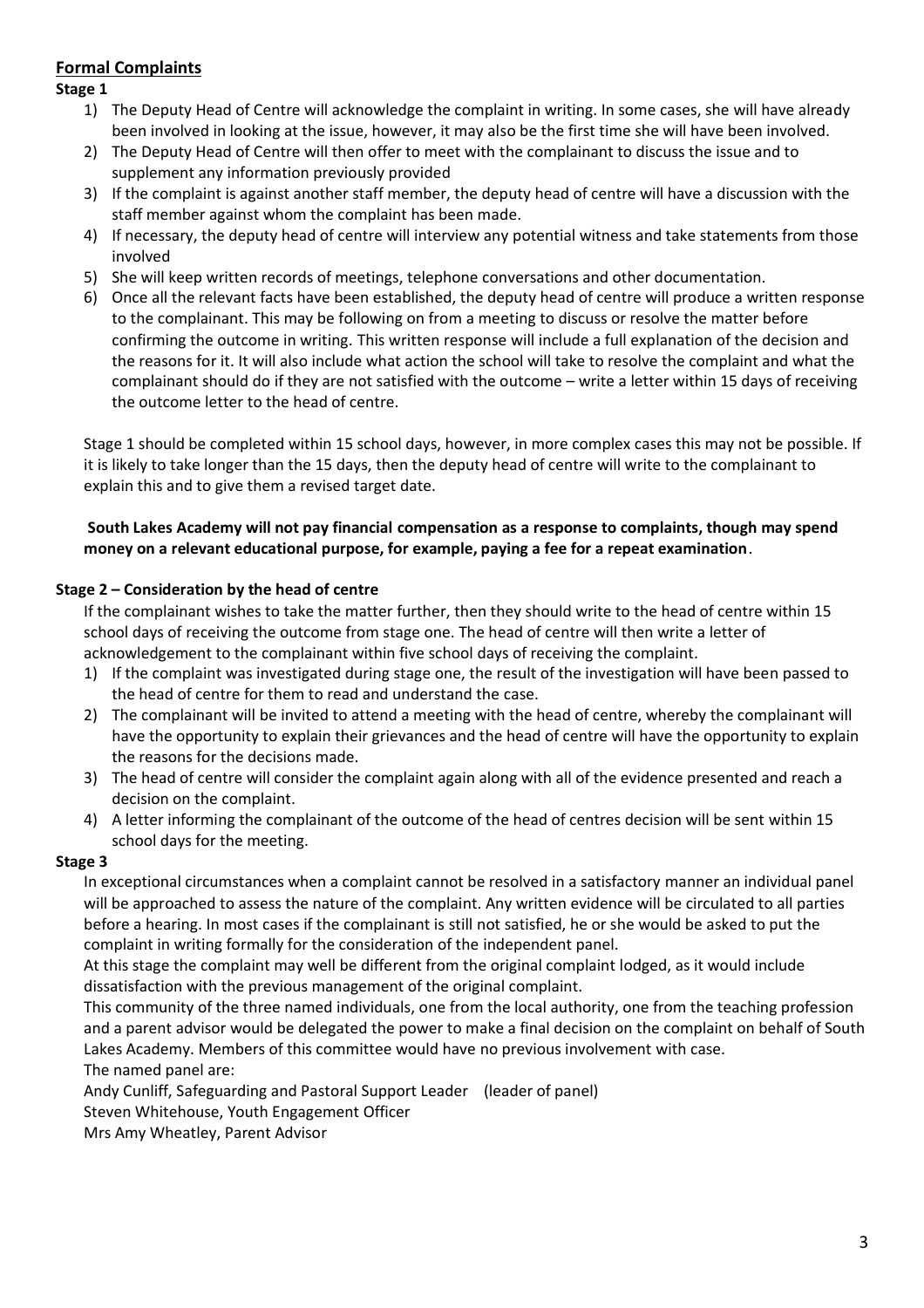## Formal Complaints

**Stage 1**

1) The Deputy Head of Centre will acknowledge the complaint in writing. In some cases, she will have already been involved in looking at the issue, however, it may also be the first time she will have been involved.
2) The Deputy Head of Centre will then offer to meet with the complainant to discuss the issue and to supplement any information previously provided
3) If the complaint is against another staff member, the deputy head of centre will have a discussion with the staff member against whom the complaint has been made.
4) If necessary, the deputy head of centre will interview any potential witness and take statements from those involved
5) She will keep written records of meetings, telephone conversations and other documentation.
6) Once all the relevant facts have been established, the deputy head of centre will produce a written response to the complainant. This may be following on from a meeting to discuss or resolve the matter before confirming the outcome in writing. This written response will include a full explanation of the decision and the reasons for it. It will also include what action the school will take to resolve the complaint and what the complainant should do if they are not satisfied with the outcome – write a letter within 15 days of receiving the outcome letter to the head of centre.

Stage 1 should be completed within 15 school days, however, in more complex cases this may not be possible. If it is likely to take longer than the 15 days, then the deputy head of centre will write to the complainant to explain this and to give them a revised target date.

**South Lakes Academy will not pay financial compensation as a response to complaints, though may spend money on a relevant educational purpose, for example, paying a fee for a repeat examination**.

**Stage 2 – Consideration by the head of centre**

If the complainant wishes to take the matter further, then they should write to the head of centre within 15 school days of receiving the outcome from stage one. The head of centre will then write a letter of acknowledgement to the complainant within five school days of receiving the complaint.

1) If the complaint was investigated during stage one, the result of the investigation will have been passed to the head of centre for them to read and understand the case.
2) The complainant will be invited to attend a meeting with the head of centre, whereby the complainant will have the opportunity to explain their grievances and the head of centre will have the opportunity to explain the reasons for the decisions made.
3) The head of centre will consider the complaint again along with all of the evidence presented and reach a decision on the complaint.
4) A letter informing the complainant of the outcome of the head of centres decision will be sent within 15 school days for the meeting.

**Stage 3**

In exceptional circumstances when a complaint cannot be resolved in a satisfactory manner an individual panel will be approached to assess the nature of the complaint. Any written evidence will be circulated to all parties before a hearing. In most cases if the complainant is still not satisfied, he or she would be asked to put the complaint in writing formally for the consideration of the independent panel.

At this stage the complaint may well be different from the original complaint lodged, as it would include dissatisfaction with the previous management of the original complaint.

This community of the three named individuals, one from the local authority, one from the teaching profession and a parent advisor would be delegated the power to make a final decision on the complaint on behalf of South Lakes Academy. Members of this committee would have no previous involvement with case.

The named panel are:

Andy Cunliff, Safeguarding and Pastoral Support Leader (leader of panel)

Steven Whitehouse, Youth Engagement Officer

Mrs Amy Wheatley, Parent Advisor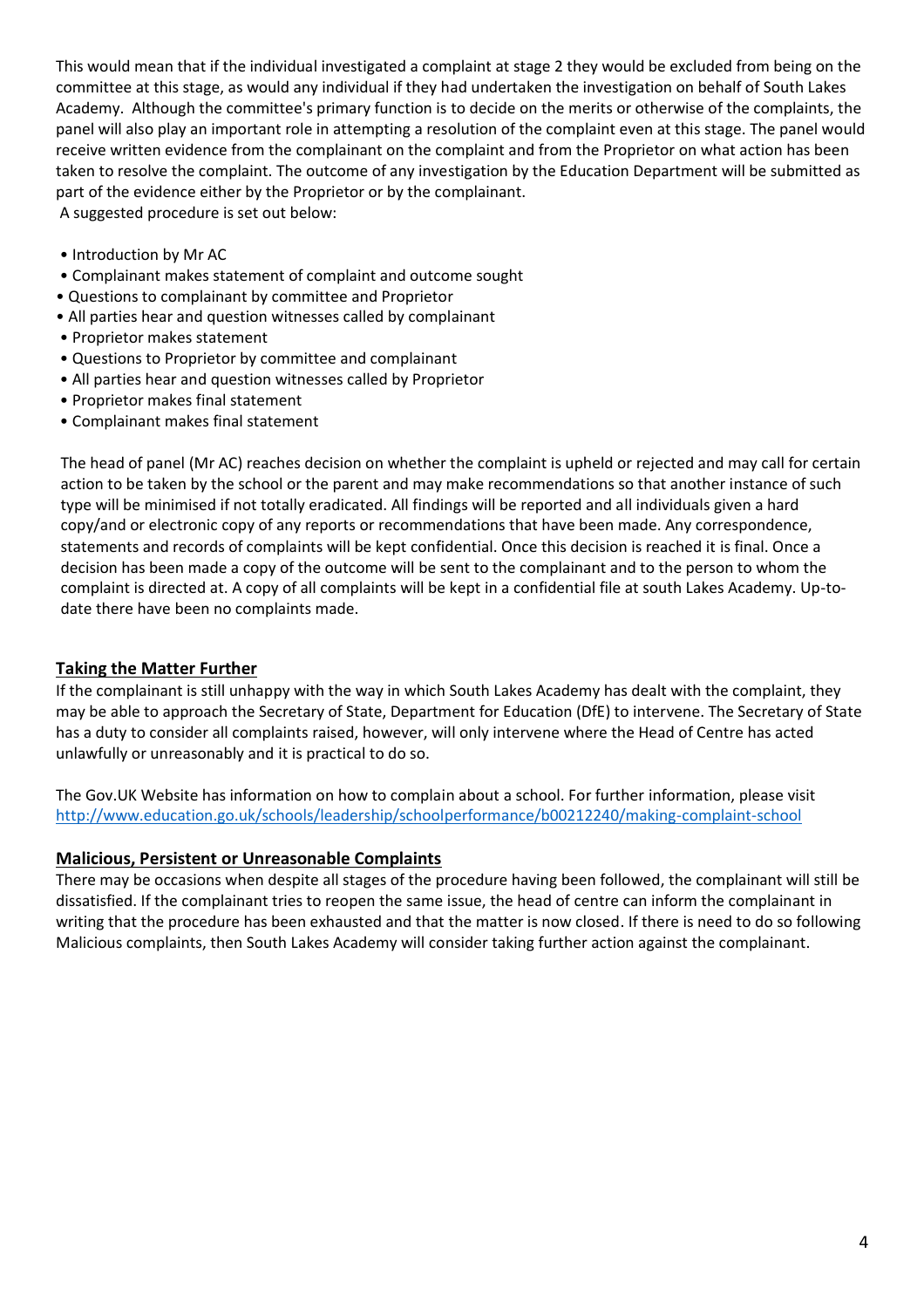This would mean that if the individual investigated a complaint at stage 2 they would be excluded from being on the committee at this stage, as would any individual if they had undertaken the investigation on behalf of South Lakes Academy. Although the committee's primary function is to decide on the merits or otherwise of the complaints, the panel will also play an important role in attempting a resolution of the complaint even at this stage. The panel would receive written evidence from the complainant on the complaint and from the Proprietor on what action has been taken to resolve the complaint. The outcome of any investigation by the Education Department will be submitted as part of the evidence either by the Proprietor or by the complainant.

A suggested procedure is set out below:

- Introduction by Mr AC
- Complainant makes statement of complaint and outcome sought
- Questions to complainant by committee and Proprietor
- All parties hear and question witnesses called by complainant
- Proprietor makes statement
- Questions to Proprietor by committee and complainant
- All parties hear and question witnesses called by Proprietor
- Proprietor makes final statement
- Complainant makes final statement

The head of panel (Mr AC) reaches decision on whether the complaint is upheld or rejected and may call for certain action to be taken by the school or the parent and may make recommendations so that another instance of such type will be minimised if not totally eradicated. All findings will be reported and all individuals given a hard copy/and or electronic copy of any reports or recommendations that have been made. Any correspondence, statements and records of complaints will be kept confidential. Once this decision is reached it is final. Once a decision has been made a copy of the outcome will be sent to the complainant and to the person to whom the complaint is directed at. A copy of all complaints will be kept in a confidential file at south Lakes Academy. Up-to-date there have been no complaints made.

## Taking the Matter Further

If the complainant is still unhappy with the way in which South Lakes Academy has dealt with the complaint, they may be able to approach the Secretary of State, Department for Education (DfE) to intervene. The Secretary of State has a duty to consider all complaints raised, however, will only intervene where the Head of Centre has acted unlawfully or unreasonably and it is practical to do so.

The Gov.UK Website has information on how to complain about a school. For further information, please visit http://www.education.go.uk/schools/leadership/schoolperformance/b00212240/making-complaint-school

## Malicious, Persistent or Unreasonable Complaints

There may be occasions when despite all stages of the procedure having been followed, the complainant will still be dissatisfied. If the complainant tries to reopen the same issue, the head of centre can inform the complainant in writing that the procedure has been exhausted and that the matter is now closed. If there is need to do so following Malicious complaints, then South Lakes Academy will consider taking further action against the complainant.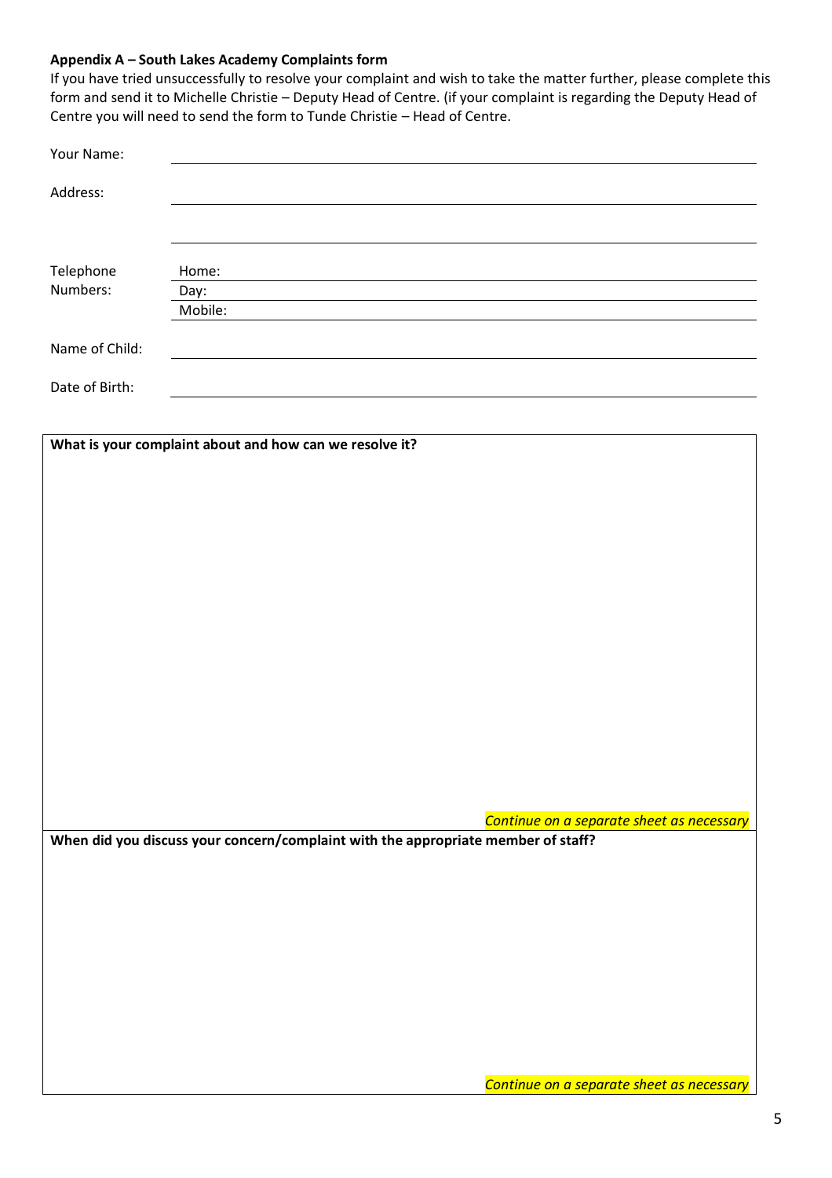**Appendix A – South Lakes Academy Complaints form**

If you have tried unsuccessfully to resolve your complaint and wish to take the matter further, please complete this form and send it to Michelle Christie – Deputy Head of Centre. (if your complaint is regarding the Deputy Head of Centre you will need to send the form to Tunde Christie – Head of Centre.

| | |
|---|---|
| Your Name: | |
| Address: | |
| | |
| Telephone Numbers: | Home: |
| | Day: |
| | Mobile: |
| Name of Child: | |
| Date of Birth: | |

**What is your complaint about and how can we resolve it?**

*Continue on a separate sheet as necessary*

**When did you discuss your concern/complaint with the appropriate member of staff?**

*Continue on a separate sheet as necessary*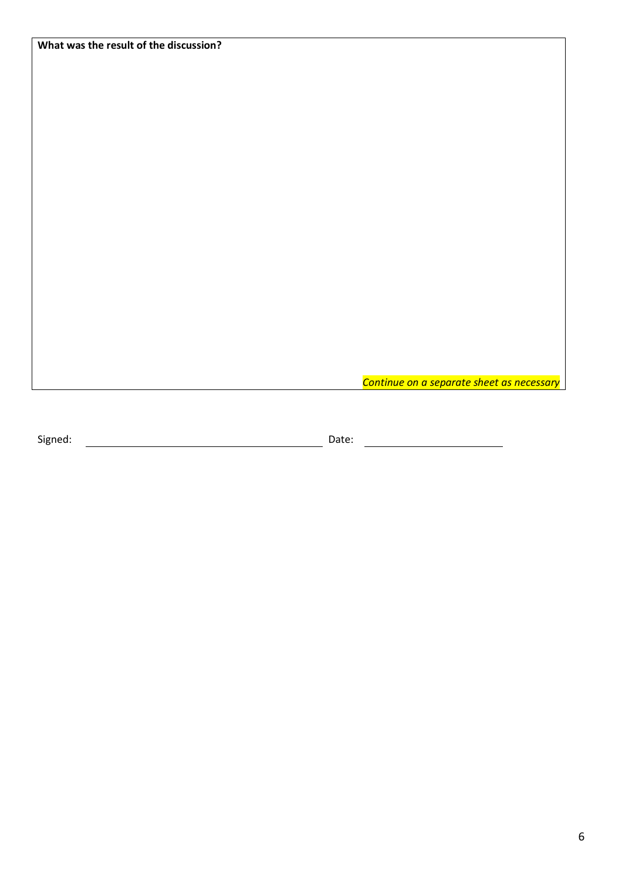**What was the result of the discussion?**

*Continue on a separate sheet as necessary*

Signed: \_\_\_\_\_\_\_\_\_\_\_\_\_\_\_\_\_\_\_\_\_\_\_\_\_\_\_\_\_\_\_\_ Date: \_\_\_\_\_\_\_\_\_\_\_\_\_\_\_\_\_\_\_\_